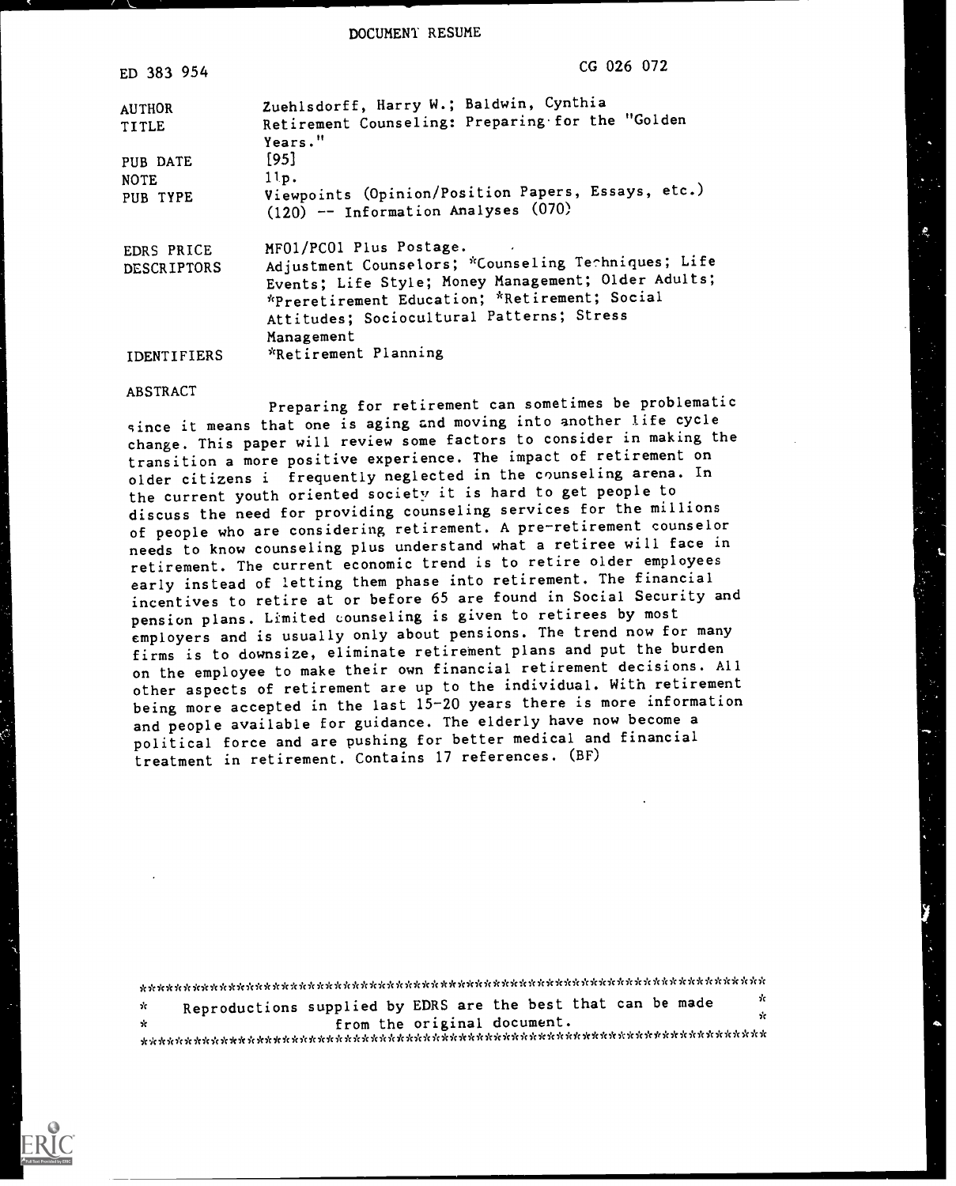DOCUMENT RESUME

| | |
|---|---|
| ED 383 954 | CG 026 072 |
| AUTHOR | Zuehlsdorff, Harry W.; Baldwin, Cynthia |
| TITLE | Retirement Counseling: Preparing for the "Golden Years." |
| PUB DATE | [95] |
| NOTE | 11p. |
| PUB TYPE | Viewpoints (Opinion/Position Papers, Essays, etc.) (120) -- Information Analyses (070) |
| EDRS PRICE | MF01/PC01 Plus Postage. |
| DESCRIPTORS | Adjustment Counselors; *Counseling Techniques; Life Events; Life Style; Money Management; Older Adults; *Preretirement Education; *Retirement; Social Attitudes; Sociocultural Patterns; Stress Management |
| IDENTIFIERS | *Retirement Planning |

ABSTRACT

Preparing for retirement can sometimes be problematic since it means that one is aging and moving into another life cycle change. This paper will review some factors to consider in making the transition a more positive experience. The impact of retirement on older citizens i frequently neglected in the counseling arena. In the current youth oriented society it is hard to get people to discuss the need for providing counseling services for the millions of people who are considering retirement. A pre-retirement counselor needs to know counseling plus understand what a retiree will face in retirement. The current economic trend is to retire older employees early instead of letting them phase into retirement. The financial incentives to retire at or before 65 are found in Social Security and pension plans. Limited counseling is given to retirees by most employers and is usually only about pensions. The trend now for many firms is to downsize, eliminate retirement plans and put the burden on the employee to make their own financial retirement decisions. All other aspects of retirement are up to the individual. With retirement being more accepted in the last 15-20 years there is more information and people available for guidance. The elderly have now become a political force and are pushing for better medical and financial treatment in retirement. Contains 17 references. (BF)

***********************************************************************
* Reproductions supplied by EDRS are the best that can be made *
* from the original document. *
***********************************************************************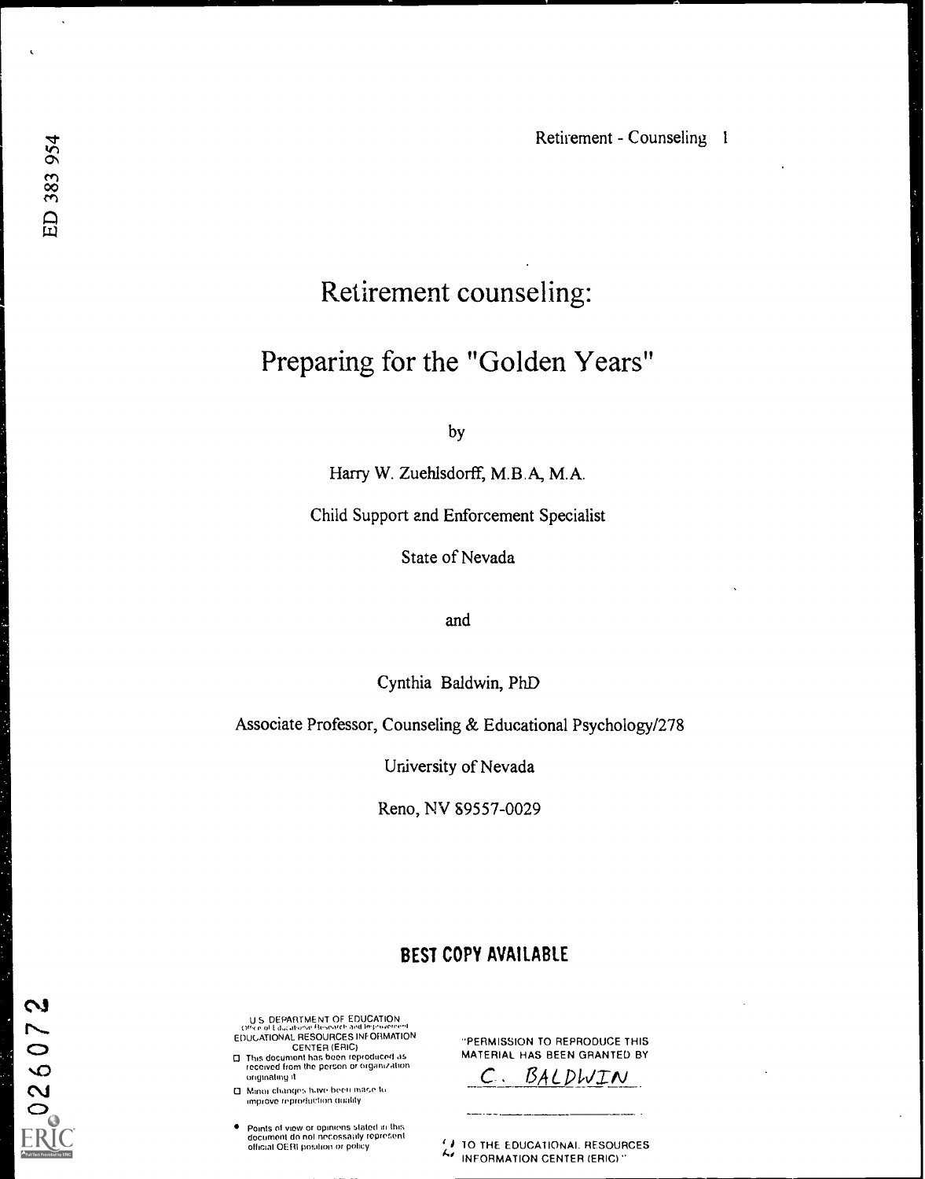# Retirement counseling:

# Preparing for the "Golden Years"

by

Harry W. Zuehlsdorff, M.B.A, M.A.

Child Support and Enforcement Specialist

State of Nevada

and

Cynthia Baldwin, PhD

Associate Professor, Counseling & Educational Psychology/278

University of Nevada

Reno, NV 89557-0029

**BEST COPY AVAILABLE**

U.S. DEPARTMENT OF EDUCATION
Office of Educational Research and Improvement
EDUCATIONAL RESOURCES INFORMATION CENTER (ERIC)

- This document has been reproduced as received from the person or organization originating it.
- Minor changes have been made to improve reproduction quality.
- Points of view or opinions stated in this document do not necessarily represent official OERI position or policy.

"PERMISSION TO REPRODUCE THIS MATERIAL HAS BEEN GRANTED BY

C. BALDWIN

TO THE EDUCATIONAL RESOURCES INFORMATION CENTER (ERIC)."

ED 383 954

CG026072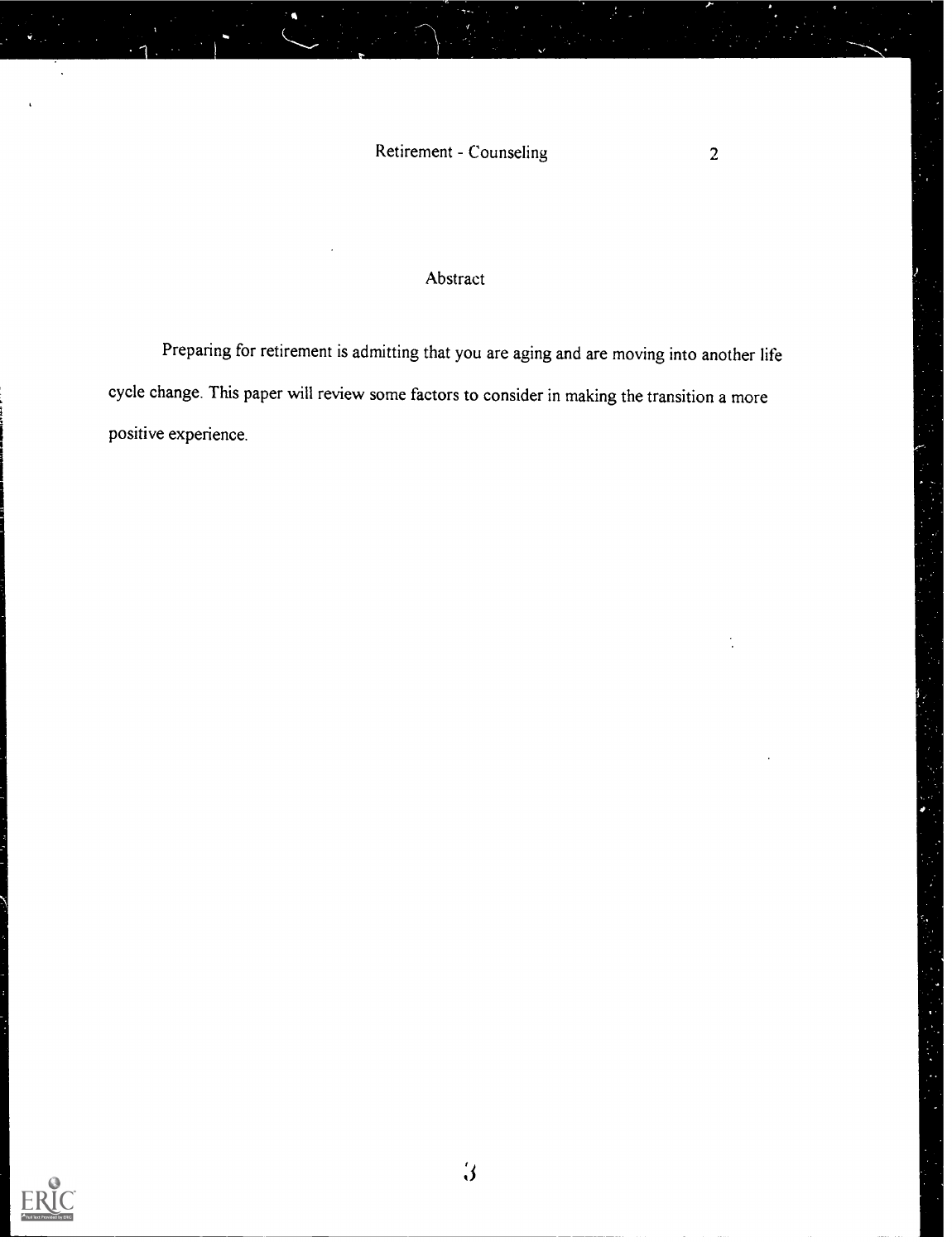## Abstract

Preparing for retirement is admitting that you are aging and are moving into another life cycle change. This paper will review some factors to consider in making the transition a more positive experience.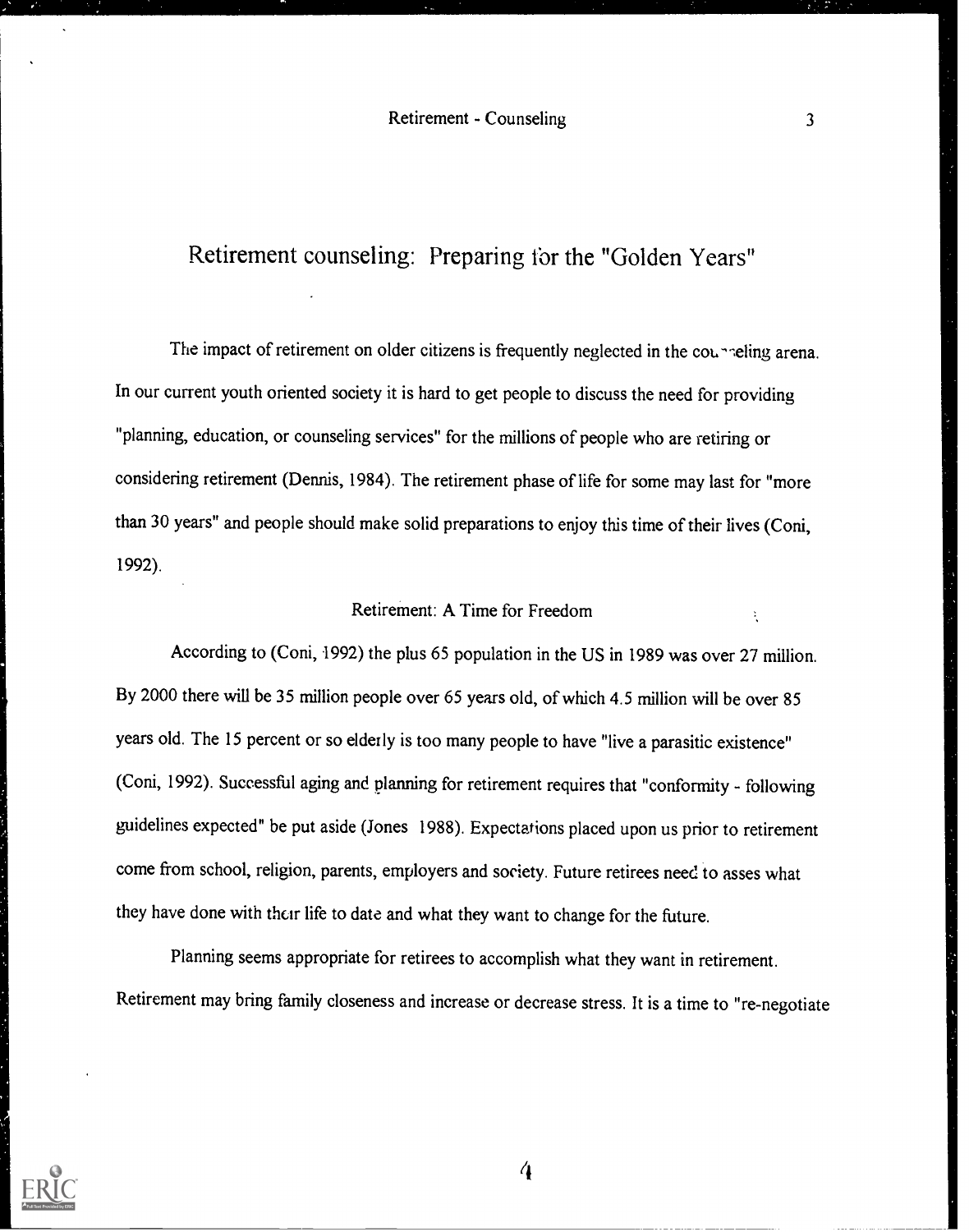# Retirement counseling: Preparing for the "Golden Years"

The impact of retirement on older citizens is frequently neglected in the counseling arena. In our current youth oriented society it is hard to get people to discuss the need for providing "planning, education, or counseling services" for the millions of people who are retiring or considering retirement (Dennis, 1984). The retirement phase of life for some may last for "more than 30 years" and people should make solid preparations to enjoy this time of their lives (Coni, 1992).

## Retirement: A Time for Freedom

According to (Coni, 1992) the plus 65 population in the US in 1989 was over 27 million. By 2000 there will be 35 million people over 65 years old, of which 4.5 million will be over 85 years old. The 15 percent or so elderly is too many people to have "live a parasitic existence" (Coni, 1992). Successful aging and planning for retirement requires that "conformity - following guidelines expected" be put aside (Jones 1988). Expectations placed upon us prior to retirement come from school, religion, parents, employers and society. Future retirees need to asses what they have done with their life to date and what they want to change for the future.

Planning seems appropriate for retirees to accomplish what they want in retirement. Retirement may bring family closeness and increase or decrease stress. It is a time to "re-negotiate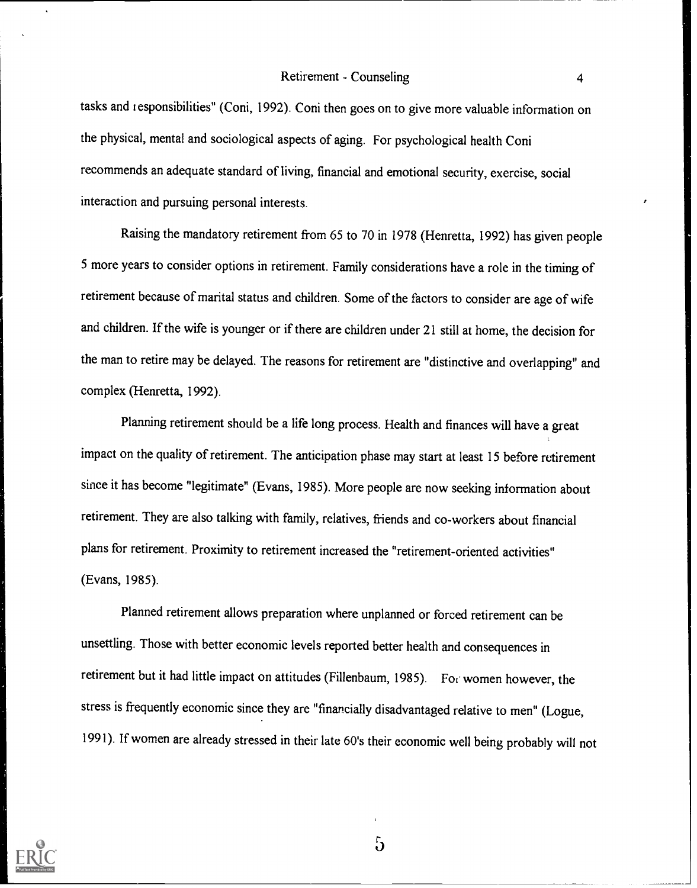tasks and responsibilities" (Coni, 1992). Coni then goes on to give more valuable information on the physical, mental and sociological aspects of aging. For psychological health Coni recommends an adequate standard of living, financial and emotional security, exercise, social interaction and pursuing personal interests.

Raising the mandatory retirement from 65 to 70 in 1978 (Henretta, 1992) has given people 5 more years to consider options in retirement. Family considerations have a role in the timing of retirement because of marital status and children. Some of the factors to consider are age of wife and children. If the wife is younger or if there are children under 21 still at home, the decision for the man to retire may be delayed. The reasons for retirement are "distinctive and overlapping" and complex (Henretta, 1992).

Planning retirement should be a life long process. Health and finances will have a great impact on the quality of retirement. The anticipation phase may start at least 15 before retirement since it has become "legitimate" (Evans, 1985). More people are now seeking information about retirement. They are also talking with family, relatives, friends and co-workers about financial plans for retirement. Proximity to retirement increased the "retirement-oriented activities" (Evans, 1985).

Planned retirement allows preparation where unplanned or forced retirement can be unsettling. Those with better economic levels reported better health and consequences in retirement but it had little impact on attitudes (Fillenbaum, 1985). For women however, the stress is frequently economic since they are "financially disadvantaged relative to men" (Logue, 1991). If women are already stressed in their late 60's their economic well being probably will not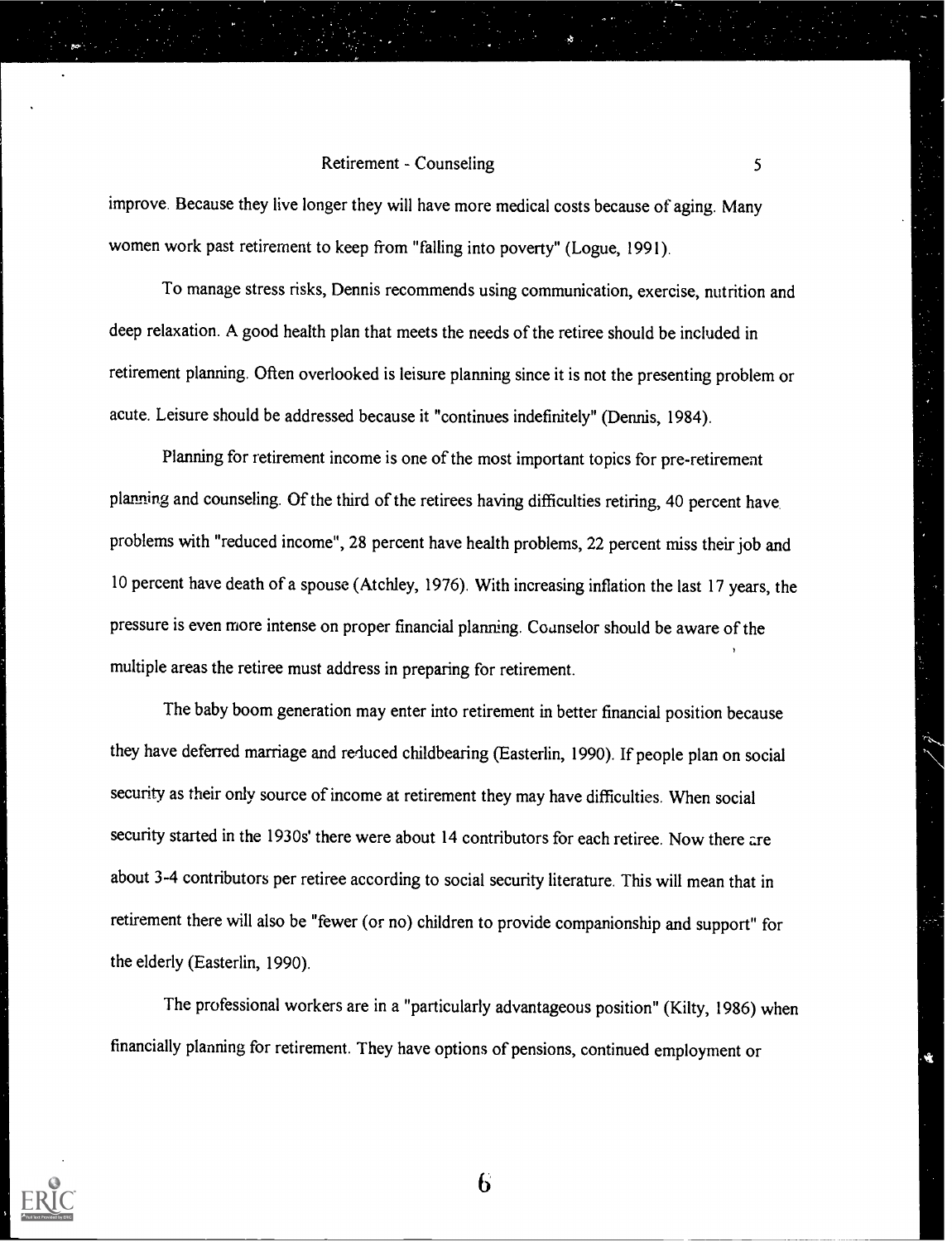improve. Because they live longer they will have more medical costs because of aging. Many women work past retirement to keep from "falling into poverty" (Logue, 1991).

To manage stress risks, Dennis recommends using communication, exercise, nutrition and deep relaxation. A good health plan that meets the needs of the retiree should be included in retirement planning. Often overlooked is leisure planning since it is not the presenting problem or acute. Leisure should be addressed because it "continues indefinitely" (Dennis, 1984).

Planning for retirement income is one of the most important topics for pre-retirement planning and counseling. Of the third of the retirees having difficulties retiring, 40 percent have problems with "reduced income", 28 percent have health problems, 22 percent miss their job and 10 percent have death of a spouse (Atchley, 1976). With increasing inflation the last 17 years, the pressure is even more intense on proper financial planning. Counselor should be aware of the multiple areas the retiree must address in preparing for retirement.

The baby boom generation may enter into retirement in better financial position because they have deferred marriage and reduced childbearing (Easterlin, 1990). If people plan on social security as their only source of income at retirement they may have difficulties. When social security started in the 1930s' there were about 14 contributors for each retiree. Now there are about 3-4 contributors per retiree according to social security literature. This will mean that in retirement there will also be "fewer (or no) children to provide companionship and support" for the elderly (Easterlin, 1990).

The professional workers are in a "particularly advantageous position" (Kilty, 1986) when financially planning for retirement. They have options of pensions, continued employment or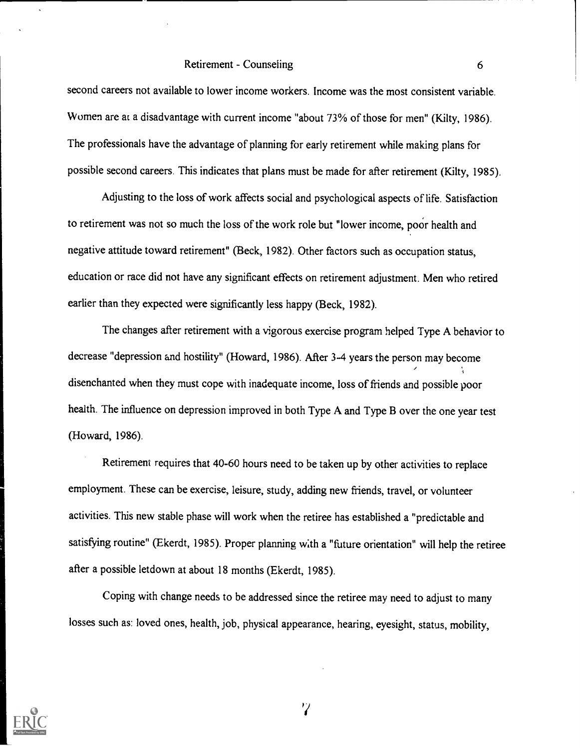second careers not available to lower income workers. Income was the most consistent variable. Women are at a disadvantage with current income "about 73% of those for men" (Kilty, 1986). The professionals have the advantage of planning for early retirement while making plans for possible second careers. This indicates that plans must be made for after retirement (Kilty, 1985).

Adjusting to the loss of work affects social and psychological aspects of life. Satisfaction to retirement was not so much the loss of the work role but "lower income, poor health and negative attitude toward retirement" (Beck, 1982). Other factors such as occupation status, education or race did not have any significant effects on retirement adjustment. Men who retired earlier than they expected were significantly less happy (Beck, 1982).

The changes after retirement with a vigorous exercise program helped Type A behavior to decrease "depression and hostility" (Howard, 1986). After 3-4 years the person may become disenchanted when they must cope with inadequate income, loss of friends and possible poor health. The influence on depression improved in both Type A and Type B over the one year test (Howard, 1986).

Retirement requires that 40-60 hours need to be taken up by other activities to replace employment. These can be exercise, leisure, study, adding new friends, travel, or volunteer activities. This new stable phase will work when the retiree has established a "predictable and satisfying routine" (Ekerdt, 1985). Proper planning with a "future orientation" will help the retiree after a possible letdown at about 18 months (Ekerdt, 1985).

Coping with change needs to be addressed since the retiree may need to adjust to many losses such as: loved ones, health, job, physical appearance, hearing, eyesight, status, mobility,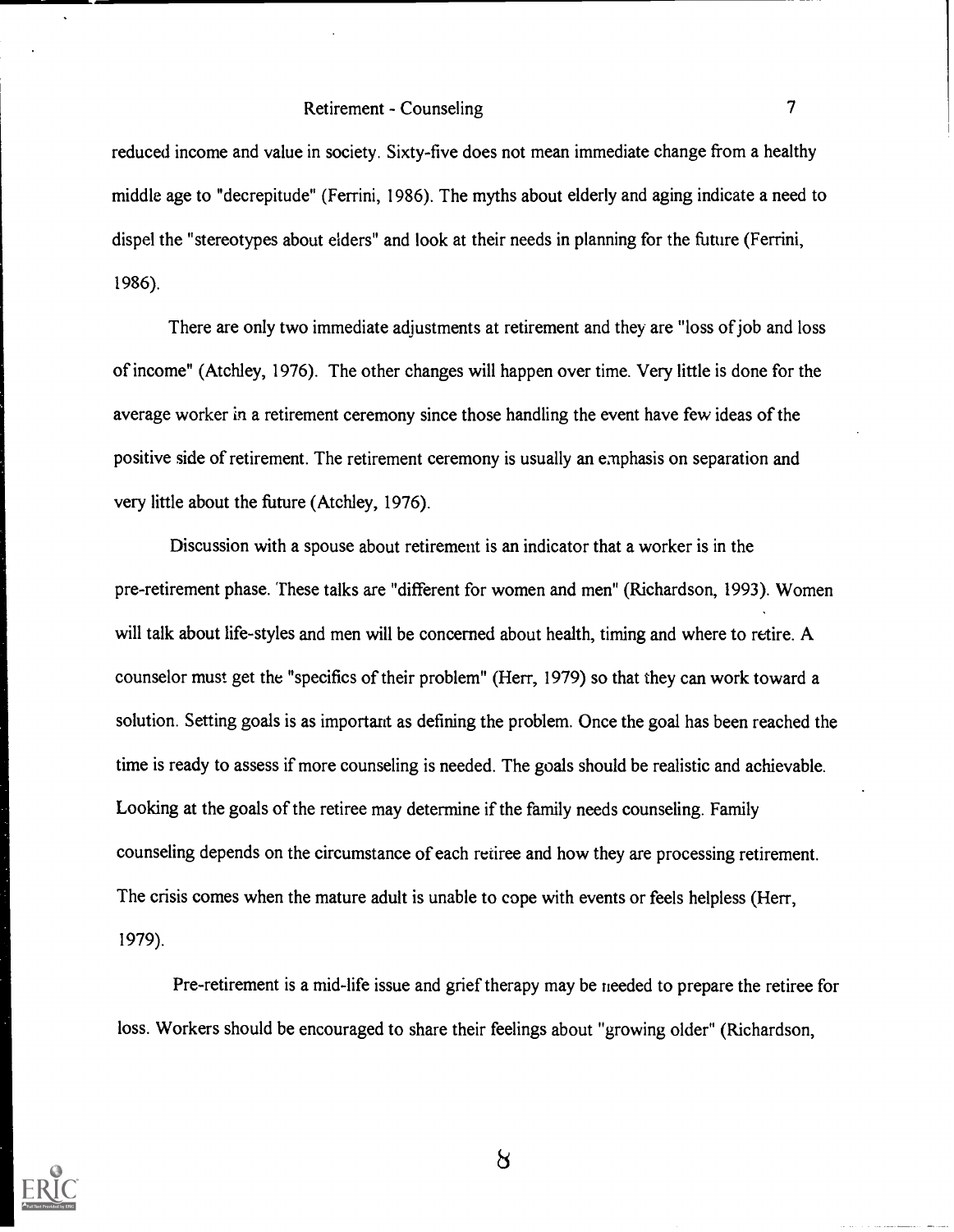reduced income and value in society. Sixty-five does not mean immediate change from a healthy middle age to "decrepitude" (Ferrini, 1986). The myths about elderly and aging indicate a need to dispel the "stereotypes about elders" and look at their needs in planning for the future (Ferrini, 1986).

There are only two immediate adjustments at retirement and they are "loss of job and loss of income" (Atchley, 1976). The other changes will happen over time. Very little is done for the average worker in a retirement ceremony since those handling the event have few ideas of the positive side of retirement. The retirement ceremony is usually an emphasis on separation and very little about the future (Atchley, 1976).

Discussion with a spouse about retirement is an indicator that a worker is in the pre-retirement phase. These talks are "different for women and men" (Richardson, 1993). Women will talk about life-styles and men will be concerned about health, timing and where to retire. A counselor must get the "specifics of their problem" (Herr, 1979) so that they can work toward a solution. Setting goals is as important as defining the problem. Once the goal has been reached the time is ready to assess if more counseling is needed. The goals should be realistic and achievable. Looking at the goals of the retiree may determine if the family needs counseling. Family counseling depends on the circumstance of each retiree and how they are processing retirement. The crisis comes when the mature adult is unable to cope with events or feels helpless (Herr, 1979).

Pre-retirement is a mid-life issue and grief therapy may be needed to prepare the retiree for loss. Workers should be encouraged to share their feelings about "growing older" (Richardson,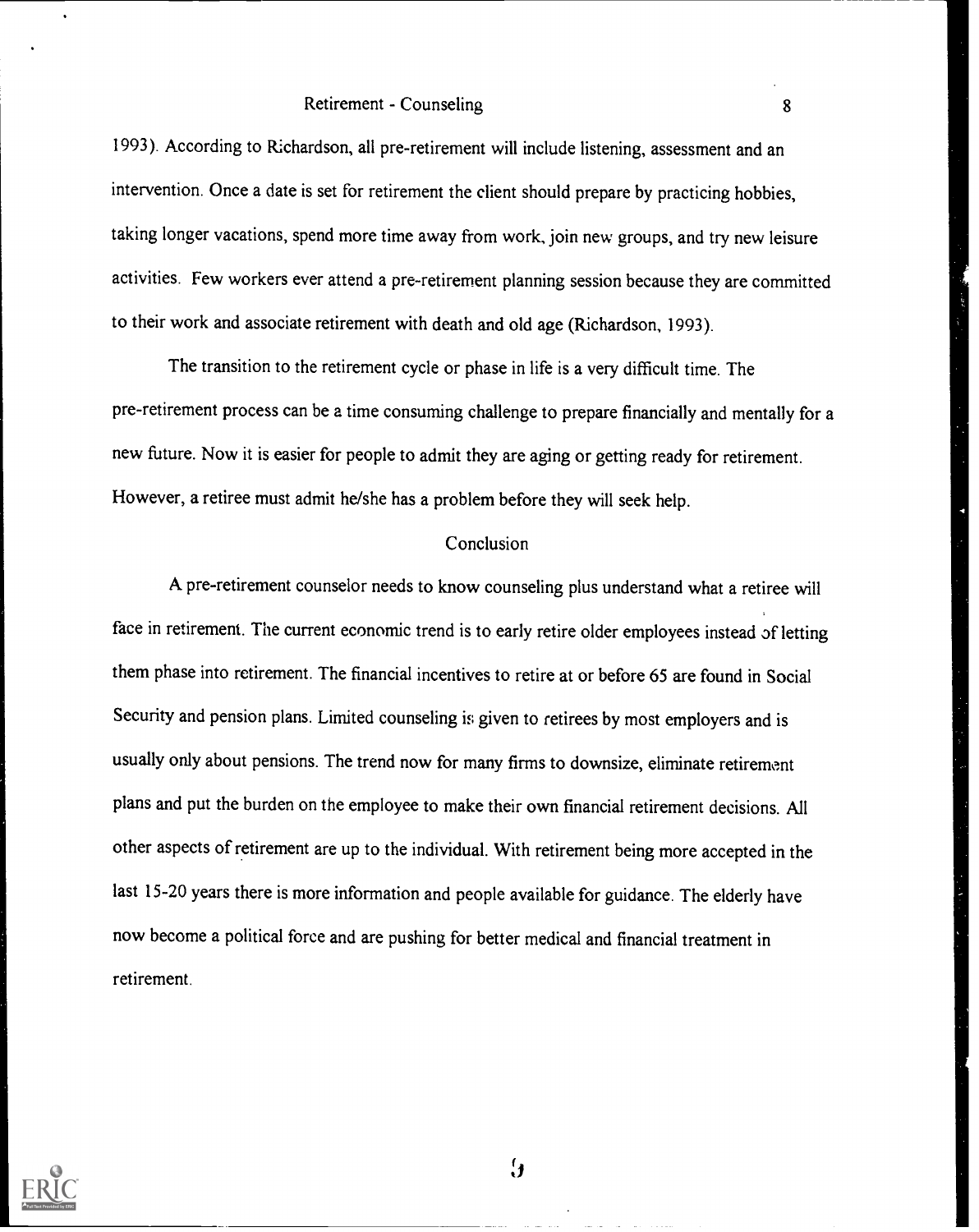1993). According to Richardson, all pre-retirement will include listening, assessment and an intervention. Once a date is set for retirement the client should prepare by practicing hobbies, taking longer vacations, spend more time away from work, join new groups, and try new leisure activities. Few workers ever attend a pre-retirement planning session because they are committed to their work and associate retirement with death and old age (Richardson, 1993).

The transition to the retirement cycle or phase in life is a very difficult time. The pre-retirement process can be a time consuming challenge to prepare financially and mentally for a new future. Now it is easier for people to admit they are aging or getting ready for retirement. However, a retiree must admit he/she has a problem before they will seek help.

## Conclusion

A pre-retirement counselor needs to know counseling plus understand what a retiree will face in retirement. The current economic trend is to early retire older employees instead of letting them phase into retirement. The financial incentives to retire at or before 65 are found in Social Security and pension plans. Limited counseling is given to retirees by most employers and is usually only about pensions. The trend now for many firms to downsize, eliminate retirement plans and put the burden on the employee to make their own financial retirement decisions. All other aspects of retirement are up to the individual. With retirement being more accepted in the last 15-20 years there is more information and people available for guidance. The elderly have now become a political force and are pushing for better medical and financial treatment in retirement.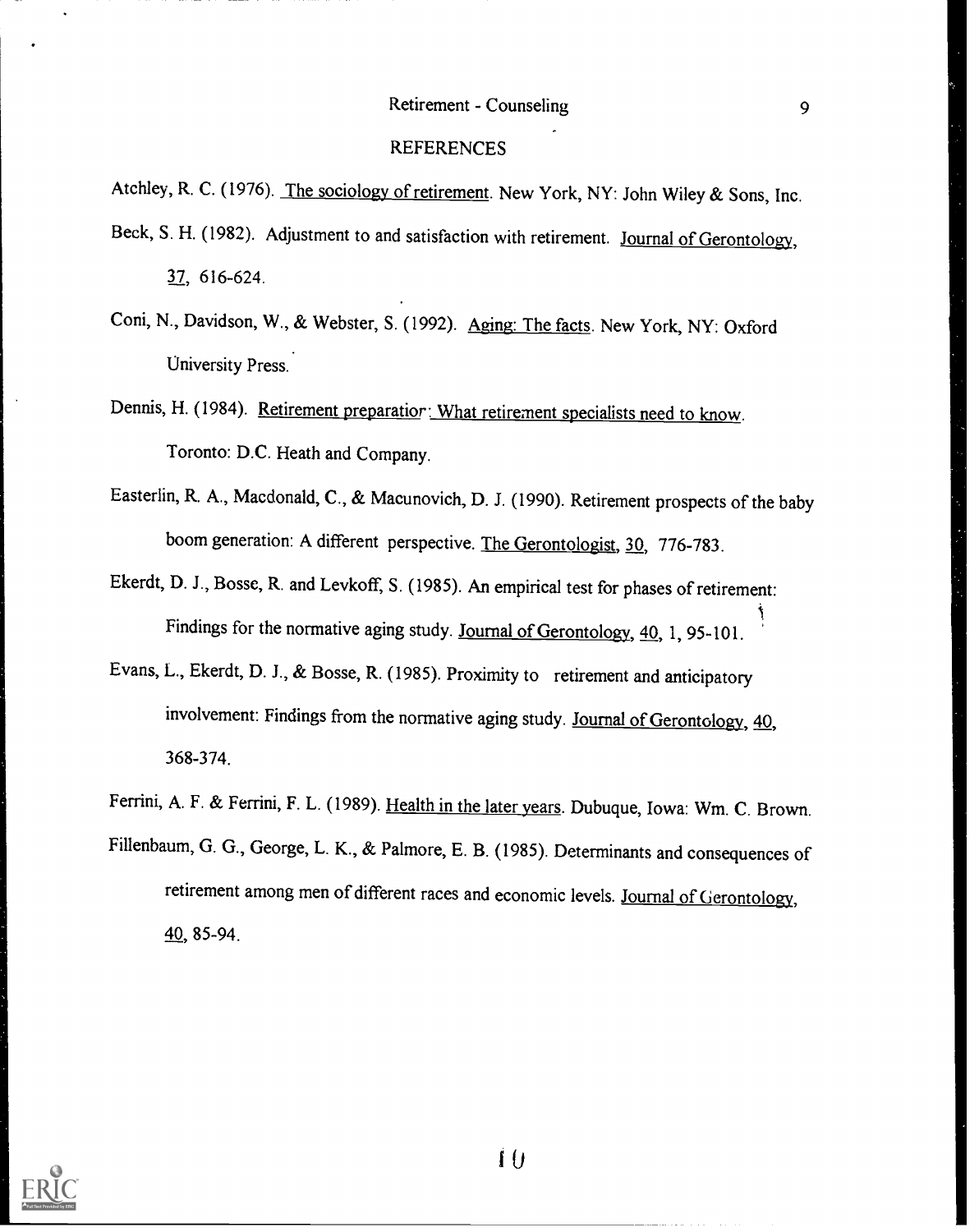## REFERENCES

Atchley, R. C. (1976). The sociology of retirement. New York, NY: John Wiley & Sons, Inc.

Beck, S. H. (1982). Adjustment to and satisfaction with retirement. Journal of Gerontology, 37, 616-624.

Coni, N., Davidson, W., & Webster, S. (1992). Aging: The facts. New York, NY: Oxford University Press.

Dennis, H. (1984). Retirement preparation: What retirement specialists need to know. Toronto: D.C. Heath and Company.

Easterlin, R. A., Macdonald, C., & Macunovich, D. J. (1990). Retirement prospects of the baby boom generation: A different perspective. The Gerontologist, 30, 776-783.

Ekerdt, D. J., Bosse, R. and Levkoff, S. (1985). An empirical test for phases of retirement: Findings for the normative aging study. Journal of Gerontology, 40, 1, 95-101.

Evans, L., Ekerdt, D. J., & Bosse, R. (1985). Proximity to retirement and anticipatory involvement: Findings from the normative aging study. Journal of Gerontology, 40, 368-374.

Ferrini, A. F. & Ferrini, F. L. (1989). Health in the later years. Dubuque, Iowa: Wm. C. Brown.

Fillenbaum, G. G., George, L. K., & Palmore, E. B. (1985). Determinants and consequences of retirement among men of different races and economic levels. Journal of Gerontology, 40, 85-94.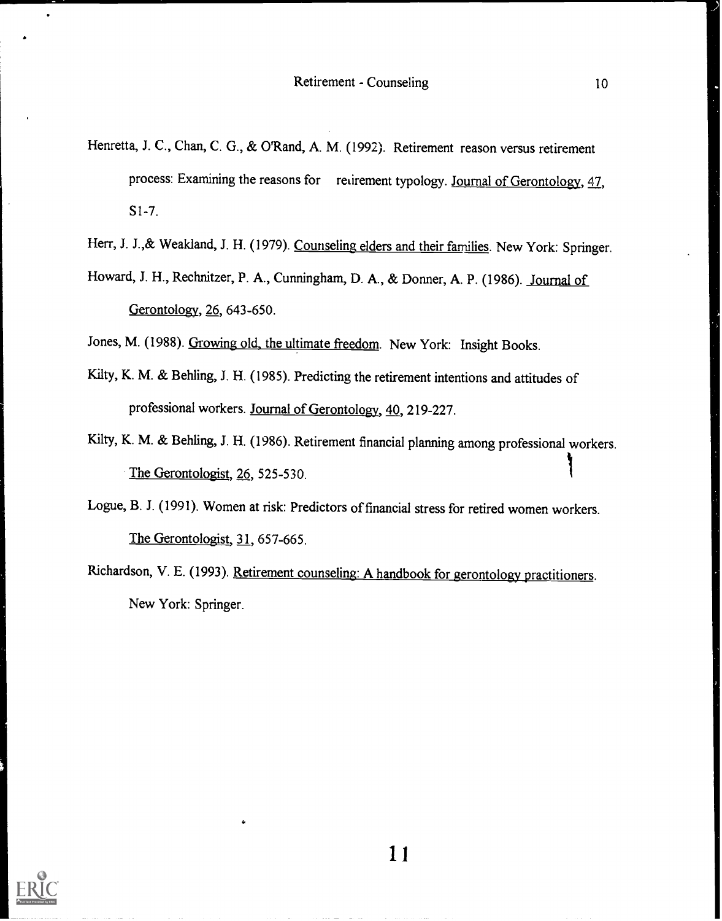Henretta, J. C., Chan, C. G., & O'Rand, A. M. (1992). Retirement reason versus retirement process: Examining the reasons for retirement typology. Journal of Gerontology, 47, S1-7.

Herr, J. J.,& Weakland, J. H. (1979). Counseling elders and their families. New York: Springer.

Howard, J. H., Rechnitzer, P. A., Cunningham, D. A., & Donner, A. P. (1986). Journal of Gerontology, 26, 643-650.

Jones, M. (1988). Growing old, the ultimate freedom. New York: Insight Books.

Kilty, K. M. & Behling, J. H. (1985). Predicting the retirement intentions and attitudes of professional workers. Journal of Gerontology, 40, 219-227.

Kilty, K. M. & Behling, J. H. (1986). Retirement financial planning among professional workers. The Gerontologist, 26, 525-530.

Logue, B. J. (1991). Women at risk: Predictors of financial stress for retired women workers. The Gerontologist, 31, 657-665.

Richardson, V. E. (1993). Retirement counseling: A handbook for gerontology practitioners. New York: Springer.